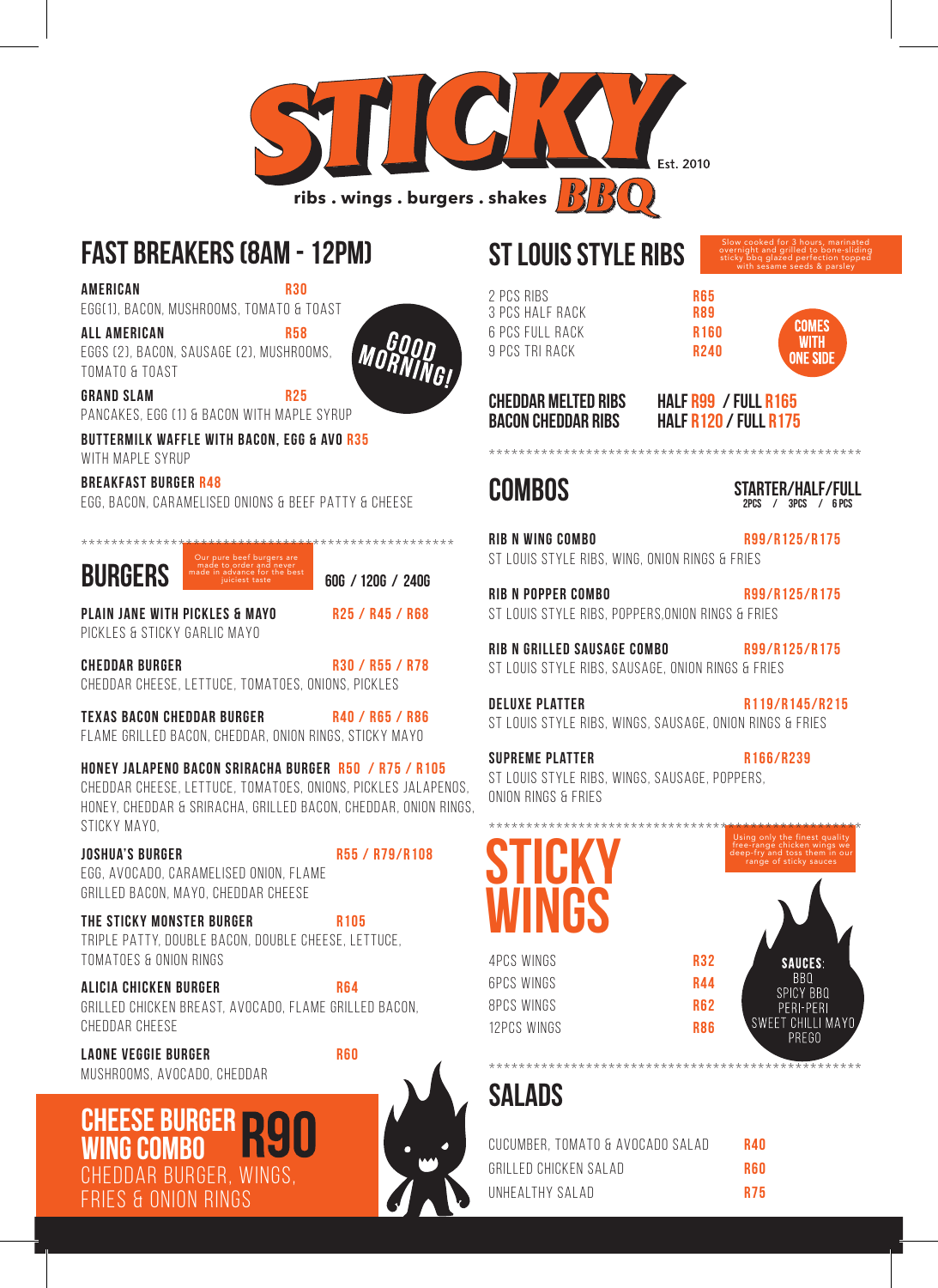# STICKY BBQ

Est. 2010

ribs . wings . burgers . shakes

## FAST BREAKERS (8AM - 12PM)

GOOD MORNING!

**AMERICAN** R30
EGG(1), BACON, MUSHROOMS, TOMATO & TOAST

**ALL AMERICAN** R58
EGGS (2), BACON, SAUSAGE (2), MUSHROOMS, TOMATO & TOAST

**GRAND SLAM** R25
PANCAKES, EGG (1) & BACON WITH MAPLE SYRUP

**BUTTERMILK WAFFLE WITH BACON, EGG & AVO** R35
WITH MAPLE SYRUP

**BREAKFAST BURGER** R48
EGG, BACON, CARAMELISED ONIONS & BEEF PATTY & CHEESE

****************************************************

## BURGERS

Our pure beef burgers are made to order and never made in advance for the best juiciest taste

60G / 120G / 240G

**PLAIN JANE WITH PICKLES & MAYO** R25 / R45 / R68
PICKLES & STICKY GARLIC MAYO

**CHEDDAR BURGER** R30 / R55 / R78
CHEDDAR CHEESE, LETTUCE, TOMATOES, ONIONS, PICKLES

**TEXAS BACON CHEDDAR BURGER** R40 / R65 / R86
FLAME GRILLED BACON, CHEDDAR, ONION RINGS, STICKY MAYO

**HONEY JALAPENO BACON SRIRACHA BURGER** R50 / R75 / R105
CHEDDAR CHEESE, LETTUCE, TOMATOES, ONIONS, PICKLES JALAPENOS, HONEY, CHEDDAR & SRIRACHA, GRILLED BACON, CHEDDAR, ONION RINGS, STICKY MAYO,

**JOSHUA'S BURGER** R55 / R79/R108
EGG, AVOCADO, CARAMELISED ONION, FLAME GRILLED BACON, MAYO, CHEDDAR CHEESE

**THE STICKY MONSTER BURGER** R105
TRIPLE PATTY, DOUBLE BACON, DOUBLE CHEESE, LETTUCE, TOMATOES & ONION RINGS

**ALICIA CHICKEN BURGER** R64
GRILLED CHICKEN BREAST, AVOCADO, FLAME GRILLED BACON, CHEDDAR CHEESE

**LAONE VEGGIE BURGER** R60
MUSHROOMS, AVOCADO, CHEDDAR

### CHEESE BURGER WING COMBO R90
CHEDDAR BURGER, WINGS, FRIES & ONION RINGS

## ST LOUIS STYLE RIBS

Slow cooked for 3 hours, marinated overnight and grilled to bone-sliding sticky bbq glazed perfection topped with sesame seeds & parsley

| | |
|---|---|
| 2 PCS RIBS | R65 |
| 3 PCS HALF RACK | R89 |
| 6 PCS FULL RACK | R160 |
| 9 PCS TRI RACK | R240 |

COMES WITH ONE SIDE

**CHEDDAR MELTED RIBS** HALF R99 / FULL R165
**BACON CHEDDAR RIBS** HALF R120 / FULL R175

****************************************************

## COMBOS

STARTER/HALF/FULL
2PCS / 3PCS / 6 PCS

**RIB N WING COMBO** R99/R125/R175
ST LOUIS STYLE RIBS, WING, ONION RINGS & FRIES

**RIB N POPPER COMBO** R99/R125/R175
ST LOUIS STYLE RIBS, POPPERS,ONION RINGS & FRIES

**RIB N GRILLED SAUSAGE COMBO** R99/R125/R175
ST LOUIS STYLE RIBS, SAUSAGE, ONION RINGS & FRIES

**DELUXE PLATTER** R119/R145/R215
ST LOUIS STYLE RIBS, WINGS, SAUSAGE, ONION RINGS & FRIES

**SUPREME PLATTER** R166/R239
ST LOUIS STYLE RIBS, WINGS, SAUSAGE, POPPERS, ONION RINGS & FRIES

****************************************************

## STICKY WINGS

Using only the finest quality free-range chicken wings we deep-fry and toss them in our range of sticky sauces

| | |
|---|---|
| 4PCS WINGS | R32 |
| 6PCS WINGS | R44 |
| 8PCS WINGS | R62 |
| 12PCS WINGS | R86 |

**SAUCES:**
BBQ
SPICY BBQ
PERI-PERI
SWEET CHILLI MAYO
PREGO

****************************************************

## SALADS

| | |
|---|---|
| CUCUMBER, TOMATO & AVOCADO SALAD | R40 |
| GRILLED CHICKEN SALAD | R60 |
| UNHEALTHY SALAD | R75 |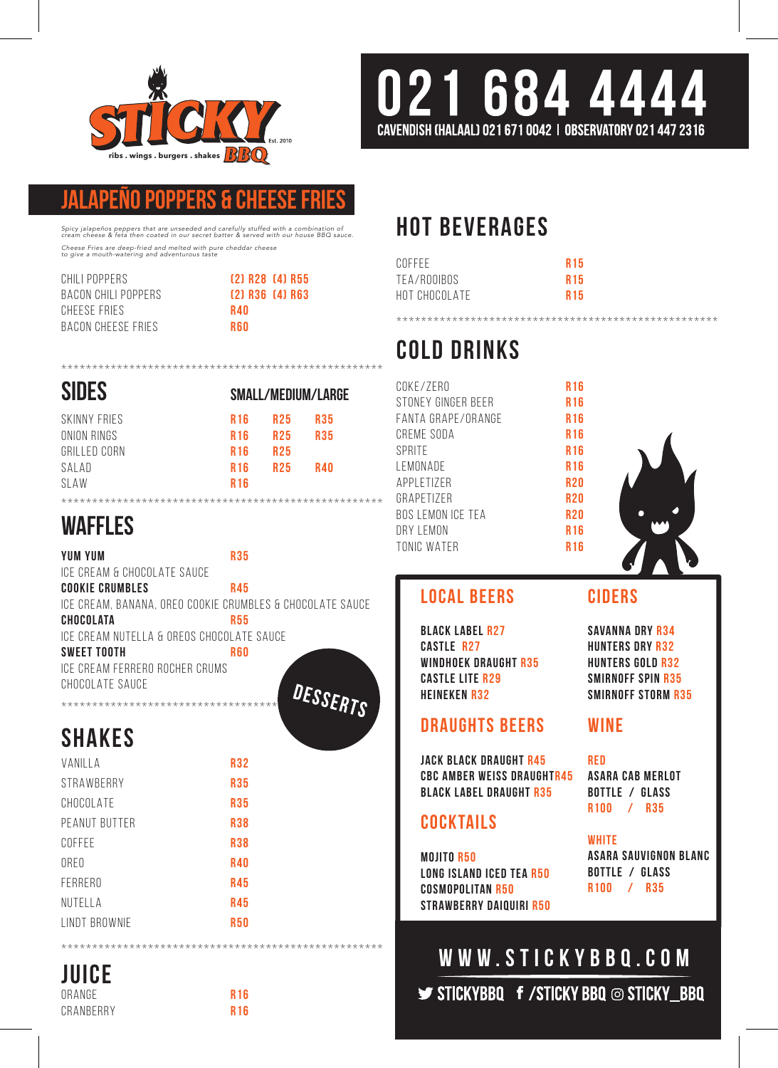# STICKY BBQ

ribs . wings . burgers . shakes

Est. 2010

# 021 684 4444

CAVENDISH (HALAAL) 021 671 0042 | OBSERVATORY 021 447 2316

## JALAPEÑO POPPERS & CHEESE FRIES

*Spicy jalapeños peppers that are unseeded and carefully stuffed with a combination of cream cheese & feta then coated in our secret batter & served with our house BBQ sauce.*

*Cheese Fries are deep-fried and melted with pure cheddar cheese to give a mouth-watering and adventurous taste*

| | |
|---|---|
| CHILI POPPERS | (2) R28 (4) R55 |
| BACON CHILI POPPERS | (2) R36 (4) R63 |
| CHEESE FRIES | R40 |
| BACON CHEESE FRIES | R60 |

## SIDES

| | SMALL | MEDIUM | LARGE |
|---|---|---|---|
| SKINNY FRIES | R16 | R25 | R35 |
| ONION RINGS | R16 | R25 | R35 |
| GRILLED CORN | R16 | R25 | |
| SALAD | R16 | R25 | R40 |
| SLAW | R16 | | |

## WAFFLES

DESSERTS

**YUM YUM** R35
ICE CREAM & CHOCOLATE SAUCE

**COOKIE CRUMBLES** R45
ICE CREAM, BANANA, OREO COOKIE CRUMBLES & CHOCOLATE SAUCE

**CHOCOLATA** R55
ICE CREAM NUTELLA & OREOS CHOCOLATE SAUCE

**SWEET TOOTH** R60
ICE CREAM FERRERO ROCHER CRUMS CHOCOLATE SAUCE

## SHAKES

| | |
|---|---|
| VANILLA | R32 |
| STRAWBERRY | R35 |
| CHOCOLATE | R35 |
| PEANUT BUTTER | R38 |
| COFFEE | R38 |
| OREO | R40 |
| FERRERO | R45 |
| NUTELLA | R45 |
| LINDT BROWNIE | R50 |

## JUICE

| | |
|---|---|
| ORANGE | R16 |
| CRANBERRY | R16 |

## HOT BEVERAGES

| | |
|---|---|
| COFFEE | R15 |
| TEA/ROOIBOS | R15 |
| HOT CHOCOLATE | R15 |

## COLD DRINKS

| | |
|---|---|
| COKE/ZERO | R16 |
| STONEY GINGER BEER | R16 |
| FANTA GRAPE/ORANGE | R16 |
| CREME SODA | R16 |
| SPRITE | R16 |
| LEMONADE | R16 |
| APPLETIZER | R20 |
| GRAPETIZER | R20 |
| BOS LEMON ICE TEA | R20 |
| DRY LEMON | R16 |
| TONIC WATER | R16 |

## LOCAL BEERS

**BLACK LABEL** R27
**CASTLE** R27
**WINDHOEK DRAUGHT** R35
**CASTLE LITE** R29
**HEINEKEN** R32

## DRAUGHTS BEERS

**JACK BLACK DRAUGHT** R45
**CBC AMBER WEISS DRAUGHT** R45
**BLACK LABEL DRAUGHT** R35

## COCKTAILS

**MOJITO** R50
**LONG ISLAND ICED TEA** R50
**COSMOPOLITAN** R50
**STRAWBERRY DAIQUIRI** R50

## CIDERS

**SAVANNA DRY** R34
**HUNTERS DRY** R32
**HUNTERS GOLD** R32
**SMIRNOFF SPIN** R35
**SMIRNOFF STORM** R35

## WINE

**RED**
ASARA CAB MERLOT
BOTTLE / GLASS
R100 / R35

**WHITE**
ASARA SAUVIGNON BLANC
BOTTLE / GLASS
R100 / R35

WWW.STICKYBBQ.COM

STICKYBBQ  /STICKY BBQ  STICKY_BBQ